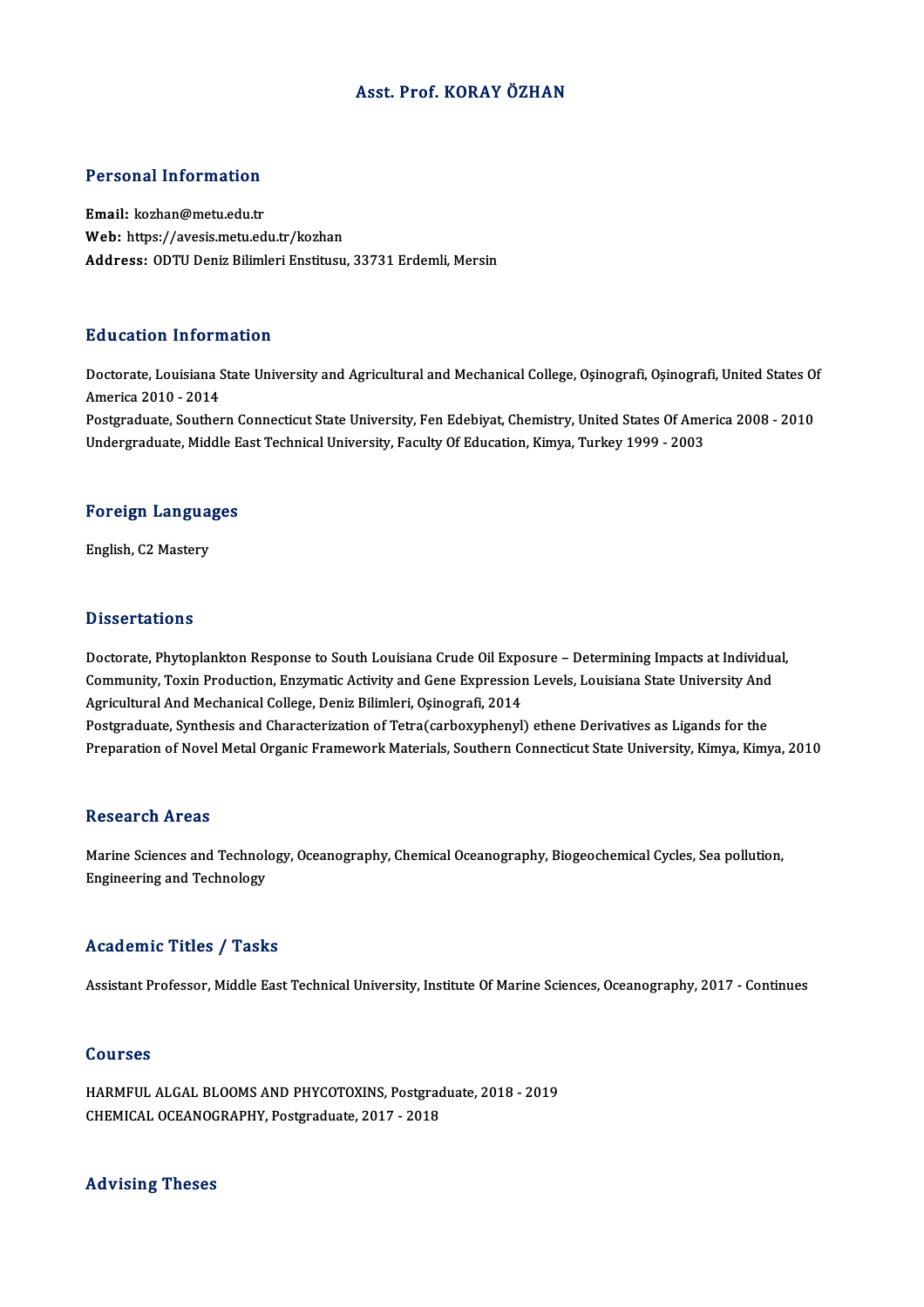# Asst. Prof. KORAY ÖZHAN

## Personal Information

**Email:** kozhan@metu.edu.tr
**Web:** https://avesis.metu.edu.tr/kozhan
**Address:** ODTU Deniz Bilimleri Enstitusu, 33731 Erdemli, Mersin

## Education Information

Doctorate, Louisiana State University and Agricultural and Mechanical College, Oşinografi, Oşinografi, United States Of America 2010 - 2014
Postgraduate, Southern Connecticut State University, Fen Edebiyat, Chemistry, United States Of America 2008 - 2010
Undergraduate, Middle East Technical University, Faculty Of Education, Kimya, Turkey 1999 - 2003

## Foreign Languages

English, C2 Mastery

## Dissertations

Doctorate, Phytoplankton Response to South Louisiana Crude Oil Exposure – Determining Impacts at Individual, Community, Toxin Production, Enzymatic Activity and Gene Expression Levels, Louisiana State University And Agricultural And Mechanical College, Deniz Bilimleri, Oşinografi, 2014
Postgraduate, Synthesis and Characterization of Tetra(carboxyphenyl) ethene Derivatives as Ligands for the Preparation of Novel Metal Organic Framework Materials, Southern Connecticut State University, Kimya, Kimya, 2010

## Research Areas

Marine Sciences and Technology, Oceanography, Chemical Oceanography, Biogeochemical Cycles, Sea pollution, Engineering and Technology

## Academic Titles / Tasks

Assistant Professor, Middle East Technical University, Institute Of Marine Sciences, Oceanography, 2017 - Continues

## Courses

HARMFUL ALGAL BLOOMS AND PHYCOTOXINS, Postgraduate, 2018 - 2019
CHEMICAL OCEANOGRAPHY, Postgraduate, 2017 - 2018

## Advising Theses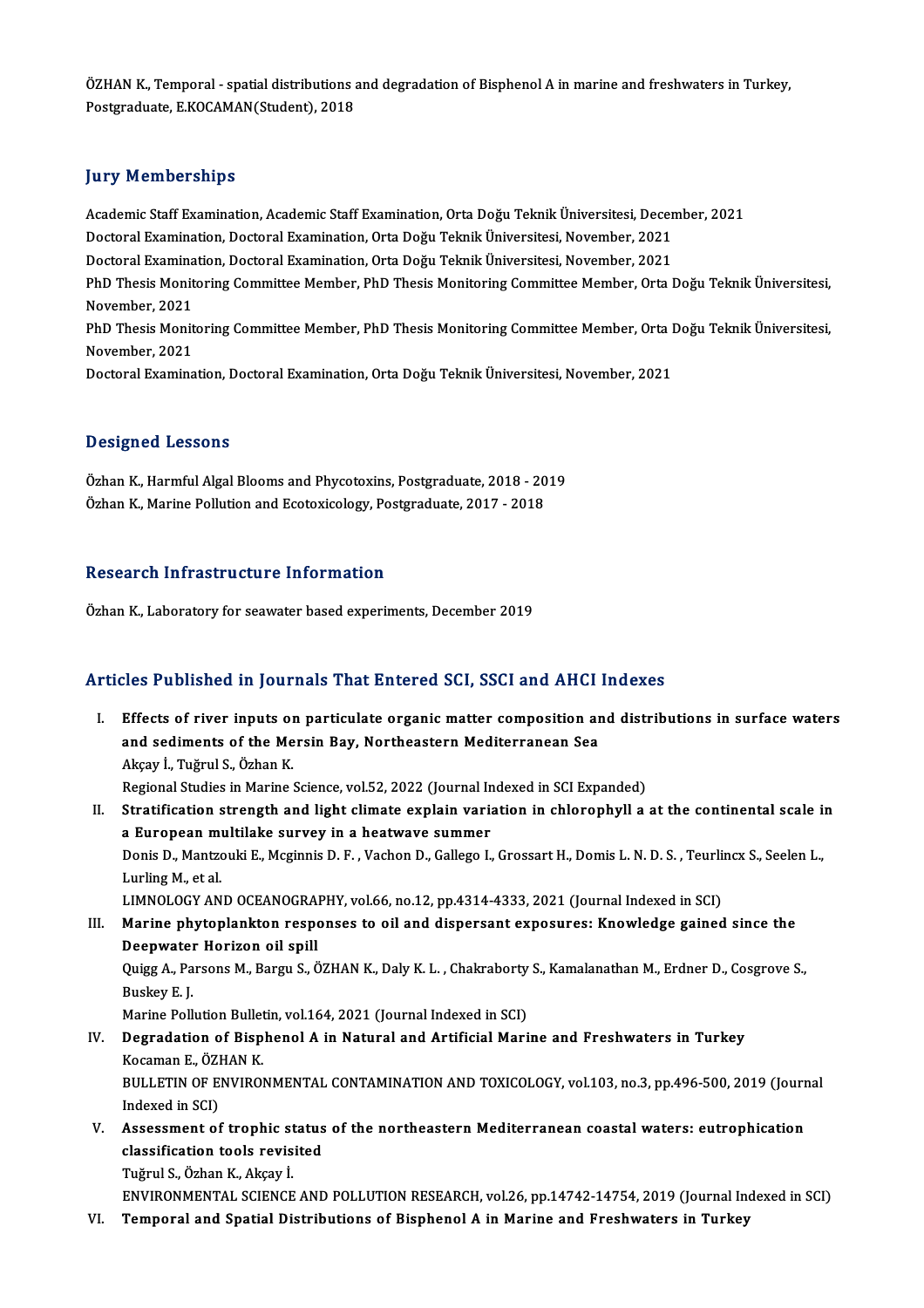ÖZHAN K., Temporal - spatial distributions and degradation of Bisphenol A in marine and freshwaters in Turkey, Postgraduate, E.KOCAMAN(Student), 2018

## Jury Memberships

Academic Staff Examination, Academic Staff Examination, Orta Doğu Teknik Üniversitesi, December, 2021
Doctoral Examination, Doctoral Examination, Orta Doğu Teknik Üniversitesi, November, 2021
Doctoral Examination, Doctoral Examination, Orta Doğu Teknik Üniversitesi, November, 2021
PhD Thesis Monitoring Committee Member, PhD Thesis Monitoring Committee Member, Orta Doğu Teknik Üniversitesi, November, 2021
PhD Thesis Monitoring Committee Member, PhD Thesis Monitoring Committee Member, Orta Doğu Teknik Üniversitesi, November, 2021
Doctoral Examination, Doctoral Examination, Orta Doğu Teknik Üniversitesi, November, 2021

## Designed Lessons

Özhan K., Harmful Algal Blooms and Phycotoxins, Postgraduate, 2018 - 2019
Özhan K., Marine Pollution and Ecotoxicology, Postgraduate, 2017 - 2018

## Research Infrastructure Information

Özhan K., Laboratory for seawater based experiments, December 2019

## Articles Published in Journals That Entered SCI, SSCI and AHCI Indexes

I. **Effects of river inputs on particulate organic matter composition and distributions in surface waters and sediments of the Mersin Bay, Northeastern Mediterranean Sea**
Akçay İ., Tuğrul S., Özhan K.
Regional Studies in Marine Science, vol.52, 2022 (Journal Indexed in SCI Expanded)

II. **Stratification strength and light climate explain variation in chlorophyll a at the continental scale in a European multilake survey in a heatwave summer**
Donis D., Mantzouki E., Mcginnis D. F. , Vachon D., Gallego I., Grossart H., Domis L. N. D. S. , Teurlincx S., Seelen L., Lurling M., et al.
LIMNOLOGY AND OCEANOGRAPHY, vol.66, no.12, pp.4314-4333, 2021 (Journal Indexed in SCI)

III. **Marine phytoplankton responses to oil and dispersant exposures: Knowledge gained since the Deepwater Horizon oil spill**
Quigg A., Parsons M., Bargu S., ÖZHAN K., Daly K. L. , Chakraborty S., Kamalanathan M., Erdner D., Cosgrove S., Buskey E. J.
Marine Pollution Bulletin, vol.164, 2021 (Journal Indexed in SCI)

IV. **Degradation of Bisphenol A in Natural and Artificial Marine and Freshwaters in Turkey**
Kocaman E., ÖZHAN K.
BULLETIN OF ENVIRONMENTAL CONTAMINATION AND TOXICOLOGY, vol.103, no.3, pp.496-500, 2019 (Journal Indexed in SCI)

V. **Assessment of trophic status of the northeastern Mediterranean coastal waters: eutrophication classification tools revisited**
Tuğrul S., Özhan K., Akçay İ.
ENVIRONMENTAL SCIENCE AND POLLUTION RESEARCH, vol.26, pp.14742-14754, 2019 (Journal Indexed in SCI)

VI. **Temporal and Spatial Distributions of Bisphenol A in Marine and Freshwaters in Turkey**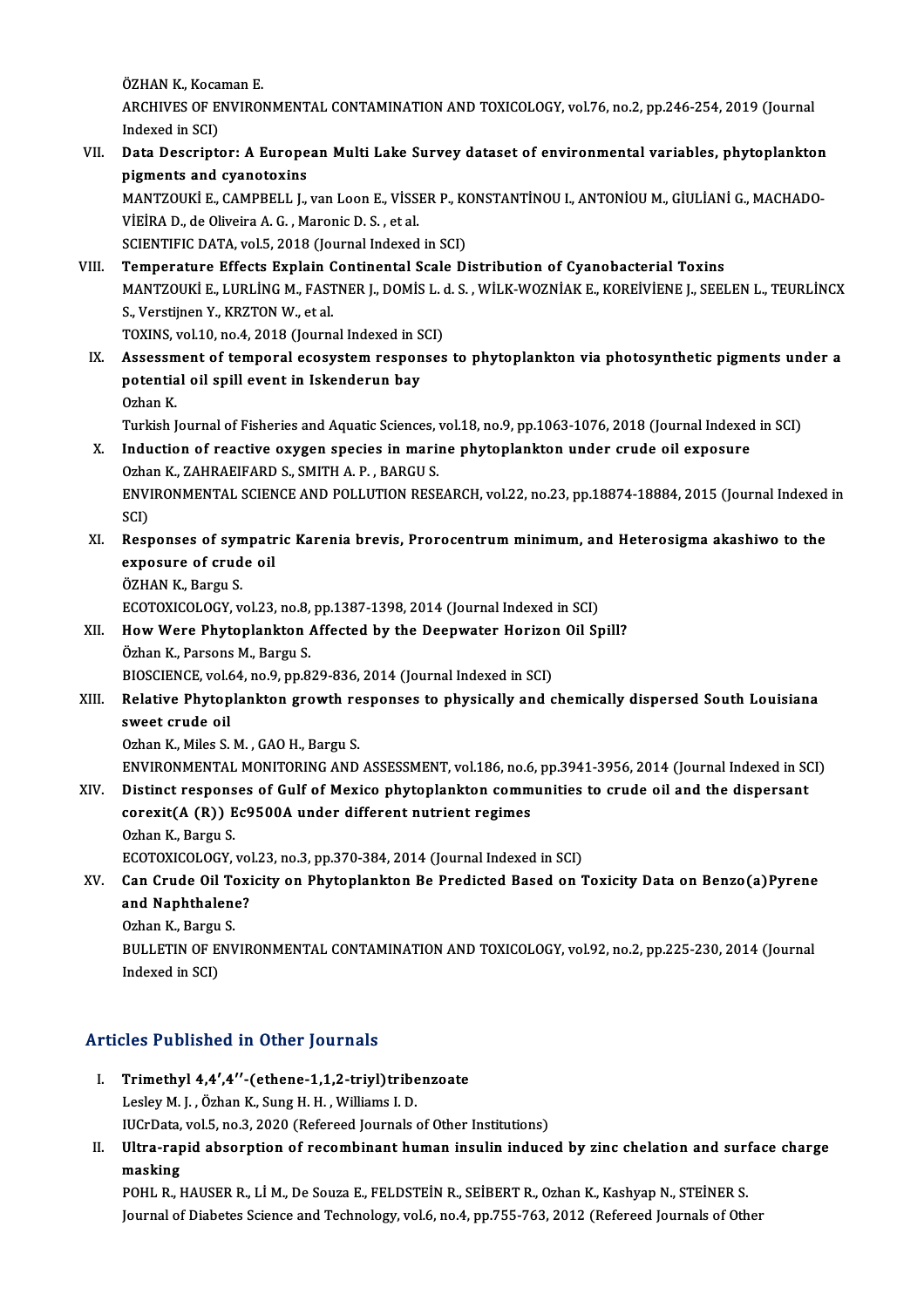ÖZHAN K., Kocaman E.
ARCHIVES OF ENVIRONMENTAL CONTAMINATION AND TOXICOLOGY, vol.76, no.2, pp.246-254, 2019 (Journal Indexed in SCI)

VII. **Data Descriptor: A European Multi Lake Survey dataset of environmental variables, phytoplankton pigments and cyanotoxins**
MANTZOUKİ E., CAMPBELL J., van Loon E., VİSSER P., KONSTANTİNOU I., ANTONİOU M., GİULİANİ G., MACHADO-VİEİRA D., de Oliveira A. G. , Maronic D. S. , et al.
SCIENTIFIC DATA, vol.5, 2018 (Journal Indexed in SCI)

VIII. **Temperature Effects Explain Continental Scale Distribution of Cyanobacterial Toxins**
MANTZOUKİ E., LURLİNG M., FASTNER J., DOMİS L. d. S. , WİLK-WOZNİAK E., KOREİVİENE J., SEELEN L., TEURLİNCX S., Verstijnen Y., KRZTON W., et al.
TOXINS, vol.10, no.4, 2018 (Journal Indexed in SCI)

IX. **Assessment of temporal ecosystem responses to phytoplankton via photosynthetic pigments under a potential oil spill event in Iskenderun bay**
Ozhan K.
Turkish Journal of Fisheries and Aquatic Sciences, vol.18, no.9, pp.1063-1076, 2018 (Journal Indexed in SCI)

X. **Induction of reactive oxygen species in marine phytoplankton under crude oil exposure**
Ozhan K., ZAHRAEIFARD S., SMITH A. P. , BARGU S.
ENVIRONMENTAL SCIENCE AND POLLUTION RESEARCH, vol.22, no.23, pp.18874-18884, 2015 (Journal Indexed in SCI)

XI. **Responses of sympatric Karenia brevis, Prorocentrum minimum, and Heterosigma akashiwo to the exposure of crude oil**
ÖZHAN K., Bargu S.
ECOTOXICOLOGY, vol.23, no.8, pp.1387-1398, 2014 (Journal Indexed in SCI)

XII. **How Were Phytoplankton Affected by the Deepwater Horizon Oil Spill?**
Özhan K., Parsons M., Bargu S.
BIOSCIENCE, vol.64, no.9, pp.829-836, 2014 (Journal Indexed in SCI)

XIII. **Relative Phytoplankton growth responses to physically and chemically dispersed South Louisiana sweet crude oil**
Ozhan K., Miles S. M. , GAO H., Bargu S.
ENVIRONMENTAL MONITORING AND ASSESSMENT, vol.186, no.6, pp.3941-3956, 2014 (Journal Indexed in SCI)

XIV. **Distinct responses of Gulf of Mexico phytoplankton communities to crude oil and the dispersant corexit(A (R)) Ec9500A under different nutrient regimes**
Ozhan K., Bargu S.
ECOTOXICOLOGY, vol.23, no.3, pp.370-384, 2014 (Journal Indexed in SCI)

XV. **Can Crude Oil Toxicity on Phytoplankton Be Predicted Based on Toxicity Data on Benzo(a)Pyrene and Naphthalene?**
Ozhan K., Bargu S.
BULLETIN OF ENVIRONMENTAL CONTAMINATION AND TOXICOLOGY, vol.92, no.2, pp.225-230, 2014 (Journal Indexed in SCI)

## Articles Published in Other Journals

I. **Trimethyl 4,4′,4′′-(ethene-1,1,2-triyl)tribenzoate**
Lesley M. J. , Özhan K., Sung H. H. , Williams I. D.
IUCrData, vol.5, no.3, 2020 (Refereed Journals of Other Institutions)

II. **Ultra-rapid absorption of recombinant human insulin induced by zinc chelation and surface charge masking**
POHL R., HAUSER R., Lİ M., De Souza E., FELDSTEİN R., SEİBERT R., Ozhan K., Kashyap N., STEİNER S.
Journal of Diabetes Science and Technology, vol.6, no.4, pp.755-763, 2012 (Refereed Journals of Other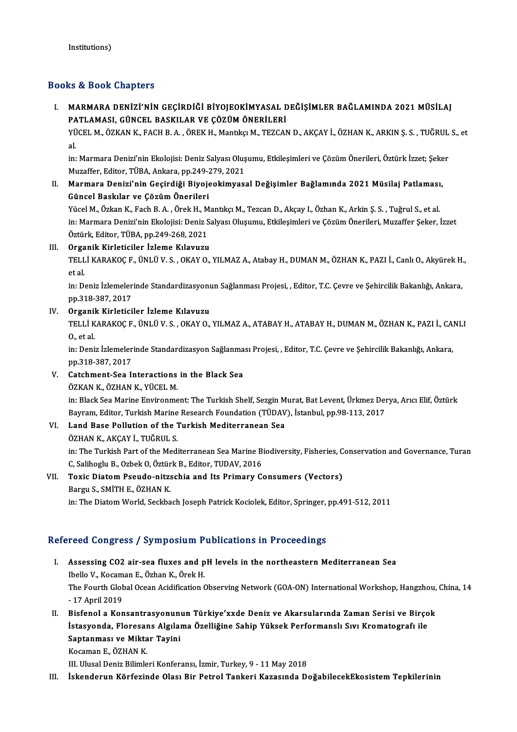Institutions)

## Books & Book Chapters

I. **MARMARA DENİZİ'NİN GEÇİRDİĞİ BİYOJEOKİMYASAL DEĞİŞİMLER BAĞLAMINDA 2021 MÜSİLAJ PATLAMASI, GÜNCEL BASKILAR VE ÇÖZÜM ÖNERİLERİ**
YÜCEL M., ÖZKAN K., FACH B. A. , ÖREK H., Mantıkçı M., TEZCAN D., AKÇAY İ., ÖZHAN K., ARKIN Ş. S. , TUĞRUL S., et al.
in: Marmara Denizi'nin Ekolojisi: Deniz Salyası Oluşumu, Etkileşimleri ve Çözüm Önerileri, Öztürk İzzet; Şeker Muzaffer, Editor, TÜBA, Ankara, pp.249-279, 2021

II. **Marmara Denizi'nin Geçirdiği Biyojeokimyasal Değişimler Bağlamında 2021 Müsilaj Patlaması, Güncel Baskılar ve Çözüm Önerileri**
Yücel M., Özkan K., Fach B. A. , Örek H., Mantıkçı M., Tezcan D., Akçay I., Özhan K., Arkin Ş. S. , Tuğrul S., et al.
in: Marmara Denizi'nin Ekolojisi: Deniz Salyası Oluşumu, Etkileşimleri ve Çözüm Önerileri, Muzaffer Şeker, İzzet Öztürk, Editor, TÜBA, pp.249-268, 2021

III. **Organik Kirleticiler İzleme Kılavuzu**
TELLİ KARAKOÇ F., ÜNLÜ V. S. , OKAY O., YILMAZ A., Atabay H., DUMAN M., ÖZHAN K., PAZI İ., Canlı O., Akyürek H., et al.
in: Deniz İzlemelerinde Standardizasyonun Sağlanması Projesi, , Editor, T.C. Çevre ve Şehircilik Bakanlığı, Ankara, pp.318-387, 2017

IV. **Organik Kirleticiler İzleme Kılavuzu**
TELLİ KARAKOÇ F., ÜNLÜ V. S. , OKAY O., YILMAZ A., ATABAY H., ATABAY H., DUMAN M., ÖZHAN K., PAZI İ., CANLI O., et al.
in: Deniz İzlemelerinde Standardizasyon Sağlanması Projesi, , Editor, T.C. Çevre ve Şehircilik Bakanlığı, Ankara, pp.318-387, 2017

V. **Catchment-Sea Interactions in the Black Sea**
ÖZKAN K., ÖZHAN K., YÜCEL M.
in: Black Sea Marine Environment: The Turkish Shelf, Sezgin Murat, Bat Levent, Ürkmez Derya, Arıcı Elif, Öztürk Bayram, Editor, Turkish Marine Research Foundation (TÜDAV), İstanbul, pp.98-113, 2017

VI. **Land Base Pollution of the Turkish Mediterranean Sea**
ÖZHAN K., AKÇAY İ., TUĞRUL S.
in: The Turkish Part of the Mediterranean Sea Marine Biodiversity, Fisheries, Conservation and Governance, Turan C, Salihoglu B., Ozbek O, Öztürk B., Editor, TUDAV, 2016

VII. **Toxic Diatom Pseudo-nitzschia and Its Primary Consumers (Vectors)**
Bargu S., SMİTH E., ÖZHAN K.
in: The Diatom World, Seckbach Joseph Patrick Kociolek, Editor, Springer, pp.491-512, 2011

## Refereed Congress / Symposium Publications in Proceedings

I. **Assessing CO2 air-sea fluxes and pH levels in the northeastern Mediterranean Sea**
Ibello V., Kocaman E., Özhan K., Örek H.
The Fourth Global Ocean Acidification Observing Network (GOA-ON) International Workshop, Hangzhou, China, 14 - 17 April 2019

II. **Bisfenol a Konsantrasyonunun Türkiye'xxde Deniz ve Akarsularında Zaman Serisi ve Birçok İstasyonda, Floresans Algılama Özelliğine Sahip Yüksek Performanslı Sıvı Kromatografı ile Saptanması ve Miktar Tayini**
Kocaman E., ÖZHAN K.
III. Ulusal Deniz Bilimleri Konferansı, İzmir, Turkey, 9 - 11 May 2018

III. **İskenderun Körfezinde Olası Bir Petrol Tankeri Kazasında DoğabilecekEkosistem Tepkilerinin**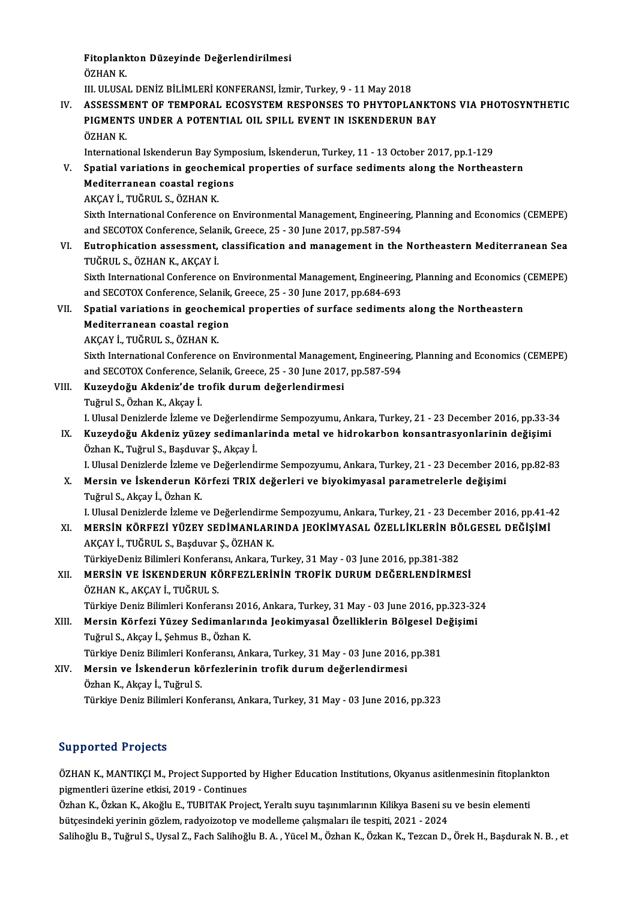**Fitoplankton Düzeyinde Değerlendirilmesi**
ÖZHAN K.
III. ULUSAL DENİZ BİLİMLERİ KONFERANSI, İzmir, Turkey, 9 - 11 May 2018

IV. **ASSESSMENT OF TEMPORAL ECOSYSTEM RESPONSES TO PHYTOPLANKTONS VIA PHOTOSYNTHETIC PIGMENTS UNDER A POTENTIAL OIL SPILL EVENT IN ISKENDERUN BAY**
ÖZHAN K.
International Iskenderun Bay Symposium, İskenderun, Turkey, 11 - 13 October 2017, pp.1-129

V. **Spatial variations in geochemical properties of surface sediments along the Northeastern Mediterranean coastal regions**
AKÇAY İ., TUĞRUL S., ÖZHAN K.
Sixth International Conference on Environmental Management, Engineering, Planning and Economics (CEMEPE) and SECOTOX Conference, Selanik, Greece, 25 - 30 June 2017, pp.587-594

VI. **Eutrophication assessment, classification and management in the Northeastern Mediterranean Sea**
TUĞRUL S., ÖZHAN K., AKÇAY İ.
Sixth International Conference on Environmental Management, Engineering, Planning and Economics (CEMEPE) and SECOTOX Conference, Selanik, Greece, 25 - 30 June 2017, pp.684-693

VII. **Spatial variations in geochemical properties of surface sediments along the Northeastern Mediterranean coastal region**
AKÇAY İ., TUĞRUL S., ÖZHAN K.
Sixth International Conference on Environmental Management, Engineering, Planning and Economics (CEMEPE) and SECOTOX Conference, Selanik, Greece, 25 - 30 June 2017, pp.587-594

VIII. **Kuzeydoğu Akdeniz'de trofik durum değerlendirmesi**
Tuğrul S., Özhan K., Akçay İ.
I. Ulusal Denizlerde İzleme ve Değerlendirme Sempozyumu, Ankara, Turkey, 21 - 23 December 2016, pp.33-34

IX. **Kuzeydoğu Akdeniz yüzey sedimanlarinda metal ve hidrokarbon konsantrasyonlarinin değişimi**
Özhan K., Tuğrul S., Başduvar Ş., Akçay İ.
I. Ulusal Denizlerde İzleme ve Değerlendirme Sempozyumu, Ankara, Turkey, 21 - 23 December 2016, pp.82-83

X. **Mersin ve İskenderun Körfezi TRIX değerleri ve biyokimyasal parametrelerle değişimi**
Tuğrul S., Akçay İ., Özhan K.
I. Ulusal Denizlerde İzleme ve Değerlendirme Sempozyumu, Ankara, Turkey, 21 - 23 December 2016, pp.41-42

XI. **MERSİN KÖRFEZİ YÜZEY SEDİMANLARINDA JEOKİMYASAL ÖZELLİKLERİN BÖLGESEL DEĞİŞİMİ**
AKÇAY İ., TUĞRUL S., Başduvar Ş., ÖZHAN K.
TürkiyeDeniz Bilimleri Konferansı, Ankara, Turkey, 31 May - 03 June 2016, pp.381-382

XII. **MERSİN VE İSKENDERUN KÖRFEZLERİNİN TROFİK DURUM DEĞERLENDİRMESİ**
ÖZHAN K., AKÇAY İ., TUĞRUL S.
Türkiye Deniz Bilimleri Konferansı 2016, Ankara, Turkey, 31 May - 03 June 2016, pp.323-324

XIII. **Mersin Körfezi Yüzey Sedimanlarında Jeokimyasal Özelliklerin Bölgesel Değişimi**
Tuğrul S., Akçay İ., Şehmus B., Özhan K.
Türkiye Deniz Bilimleri Konferansı, Ankara, Turkey, 31 May - 03 June 2016, pp.381

XIV. **Mersin ve İskenderun körfezlerinin trofik durum değerlendirmesi**
Özhan K., Akçay İ., Tuğrul S.
Türkiye Deniz Bilimleri Konferansı, Ankara, Turkey, 31 May - 03 June 2016, pp.323

## Supported Projects

ÖZHAN K., MANTIKÇI M., Project Supported by Higher Education Institutions, Okyanus asitlenmesinin fitoplankton pigmentleri üzerine etkisi, 2019 - Continues

Özhan K., Özkan K., Akoğlu E., TUBITAK Project, Yeraltı suyu taşınımlarının Kilikya Baseni su ve besin elementi bütçesindeki yerinin gözlem, radyoizotop ve modelleme çalışmaları ile tespiti, 2021 - 2024

Salihoğlu B., Tuğrul S., Uysal Z., Fach Salihoğlu B. A. , Yücel M., Özhan K., Özkan K., Tezcan D., Örek H., Başdurak N. B. , et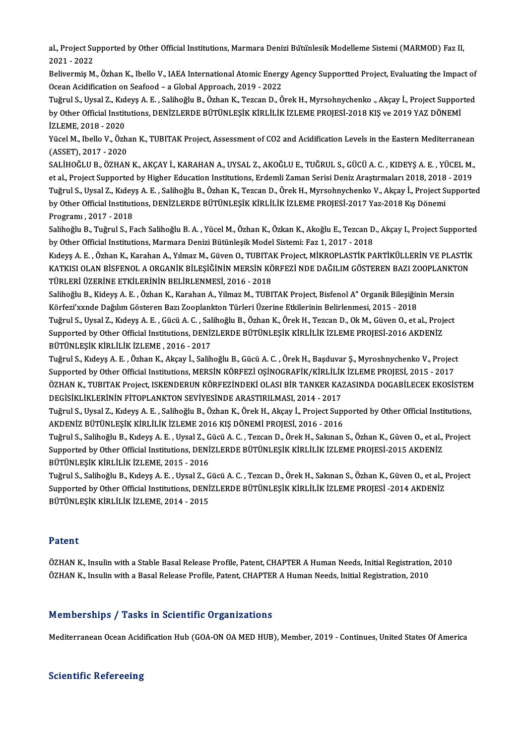al., Project Supported by Other Official Institutions, Marmara Denizi Bütünlesik Modelleme Sistemi (MARMOD) Faz II, 2021 - 2022

Belivermiş M., Özhan K., Ibello V., IAEA International Atomic Energy Agency Supportted Project, Evaluating the Impact of Ocean Acidification on Seafood – a Global Approach, 2019 - 2022

Tuğrul S., Uysal Z., Kıdeyş A. E. , Salihoğlu B., Özhan K., Tezcan D., Örek H., Myrsohnychenko ., Akçay İ., Project Supported by Other Official Institutions, DENİZLERDE BÜTÜNLEŞİK KİRLİLİK İZLEME PROJESİ-2018 KIŞ ve 2019 YAZ DÖNEMİ İZLEME, 2018 - 2020

Yücel M., Ibello V., Özhan K., TUBITAK Project, Assessment of CO2 and Acidification Levels in the Eastern Mediterranean (ASSET), 2017 - 2020

SALİHOĞLU B., ÖZHAN K., AKÇAY İ., KARAHAN A., UYSAL Z., AKOĞLU E., TUĞRUL S., GÜCÜ A. C. , KIDEYŞ A. E. , YÜCEL M., et al., Project Supported by Higher Education Institutions, Erdemli Zaman Serisi Deniz Araştırmaları 2018, 2018 - 2019

Tuğrul S., Uysal Z., Kıdeyş A. E. , Salihoğlu B., Özhan K., Tezcan D., Örek H., Myrsohnychenko V., Akçay İ., Project Supported by Other Official Institutions, DENİZLERDE BÜTÜNLEŞİK KİRLİLİK İZLEME PROJESİ-2017 Yaz-2018 Kış Dönemi Programı , 2017 - 2018

Salihoğlu B., Tuğrul S., Fach Salihoğlu B. A. , Yücel M., Özhan K., Özkan K., Akoğlu E., Tezcan D., Akçay I., Project Supported by Other Official Institutions, Marmara Denizi Bütünleşik Model Sistemi: Faz 1, 2017 - 2018

Kıdeyş A. E. , Özhan K., Karahan A., Yılmaz M., Güven O., TUBITAK Project, MİKROPLASTİK PARTİKÜLLERİN VE PLASTİK KATKISI OLAN BİSFENOL A ORGANİK BİLEŞİĞİNİN MERSİN KÖRFEZİ NDE DAĞILIM GÖSTEREN BAZI ZOOPLANKTON TÜRLERİ ÜZERİNE ETKİLERİNİN BELİRLENMESİ, 2016 - 2018

Salihoğlu B., Kideyş A. E. , Özhan K., Karahan A., Yilmaz M., TUBITAK Project, Bisfenol A" Organik Bileşiğinin Mersin Körfezi'xxnde Dağılım Gösteren Bazı Zooplankton Türleri Üzerine Etkilerinin Belirlenmesi, 2015 - 2018

Tuğrul S., Uysal Z., Kıdeyş A. E. , Gücü A. C. , Salihoğlu B., Özhan K., Örek H., Tezcan D., Ok M., Güven O., et al., Project Supported by Other Official Institutions, DENİZLERDE BÜTÜNLEŞİK KİRLİLİK İZLEME PROJESİ-2016 AKDENİZ BÜTÜNLEŞİK KİRLİLİK İZLEME , 2016 - 2017

Tuğrul S., Kıdeyş A. E. , Özhan K., Akçay İ., Salihoğlu B., Gücü A. C. , Örek H., Başduvar Ş., Myroshnychenko V., Project Supported by Other Official Institutions, MERSİN KÖRFEZİ OŞİNOGRAFİK/KİRLİLİK İZLEME PROJESİ, 2015 - 2017

ÖZHAN K., TUBITAK Project, ISKENDERUN KÖRFEZİNDEKİ OLASI BİR TANKER KAZASINDA DOGABİLECEK EKOSİSTEM DEGİSİKLİKLERİNİN FİTOPLANKTON SEVİYESİNDE ARASTIRILMASI, 2014 - 2017

Tuğrul S., Uysal Z., Kıdeyş A. E. , Salihoğlu B., Özhan K., Örek H., Akçay İ., Project Supported by Other Official Institutions, AKDENİZ BÜTÜNLEŞİK KİRLİLİK İZLEME 2016 KIŞ DÖNEMİ PROJESİ, 2016 - 2016

Tuğrul S., Salihoğlu B., Kıdeyş A. E. , Uysal Z., Gücü A. C. , Tezcan D., Örek H., Sakınan S., Özhan K., Güven O., et al., Project Supported by Other Official Institutions, DENİZLERDE BÜTÜNLEŞİK KİRLİLİK İZLEME PROJESİ-2015 AKDENİZ BÜTÜNLEŞİK KİRLİLİK İZLEME, 2015 - 2016

Tuğrul S., Salihoğlu B., Kıdeyş A. E. , Uysal Z., Gücü A. C. , Tezcan D., Örek H., Sakınan S., Özhan K., Güven O., et al., Project Supported by Other Official Institutions, DENİZLERDE BÜTÜNLEŞİK KİRLİLİK İZLEME PROJESİ -2014 AKDENİZ BÜTÜNLEŞİK KİRLİLİK İZLEME, 2014 - 2015

## Patent

ÖZHAN K., Insulin with a Stable Basal Release Profile, Patent, CHAPTER A Human Needs, Initial Registration, 2010

ÖZHAN K., Insulin with a Basal Release Profile, Patent, CHAPTER A Human Needs, Initial Registration, 2010

## Memberships / Tasks in Scientific Organizations

Mediterranean Ocean Acidification Hub (GOA-ON OA MED HUB), Member, 2019 - Continues, United States Of America

## Scientific Refereeing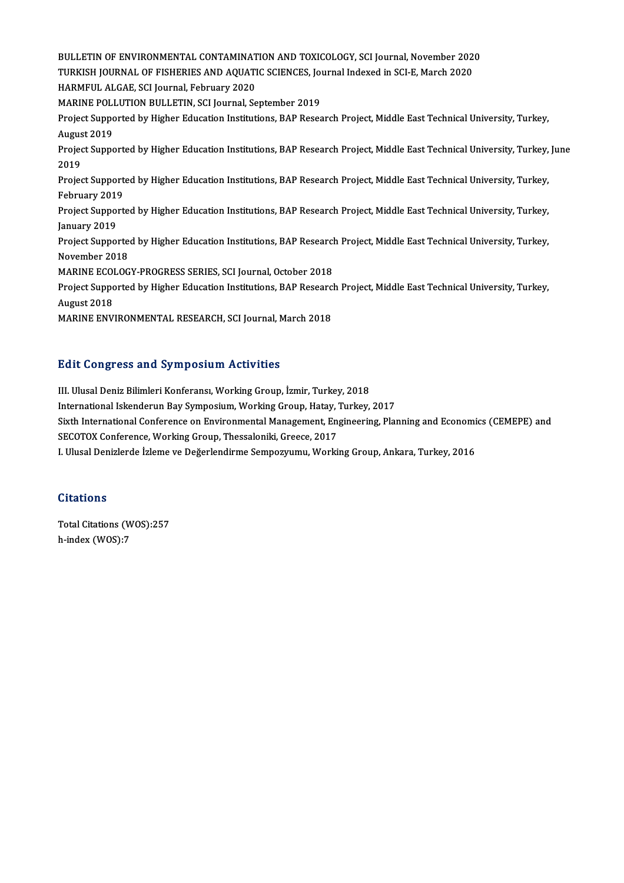BULLETIN OF ENVIRONMENTAL CONTAMINATION AND TOXICOLOGY, SCI Journal, November 2020
TURKISH JOURNAL OF FISHERIES AND AQUATIC SCIENCES, Journal Indexed in SCI-E, March 2020
HARMFUL ALGAE, SCI Journal, February 2020
MARINE POLLUTION BULLETIN, SCI Journal, September 2019
Project Supported by Higher Education Institutions, BAP Research Project, Middle East Technical University, Turkey, August 2019
Project Supported by Higher Education Institutions, BAP Research Project, Middle East Technical University, Turkey, June 2019
Project Supported by Higher Education Institutions, BAP Research Project, Middle East Technical University, Turkey, February 2019
Project Supported by Higher Education Institutions, BAP Research Project, Middle East Technical University, Turkey, January 2019
Project Supported by Higher Education Institutions, BAP Research Project, Middle East Technical University, Turkey, November 2018
MARINE ECOLOGY-PROGRESS SERIES, SCI Journal, October 2018
Project Supported by Higher Education Institutions, BAP Research Project, Middle East Technical University, Turkey, August 2018
MARINE ENVIRONMENTAL RESEARCH, SCI Journal, March 2018

## Edit Congress and Symposium Activities

III. Ulusal Deniz Bilimleri Konferansı, Working Group, İzmir, Turkey, 2018
International Iskenderun Bay Symposium, Working Group, Hatay, Turkey, 2017
Sixth International Conference on Environmental Management, Engineering, Planning and Economics (CEMEPE) and SECOTOX Conference, Working Group, Thessaloniki, Greece, 2017
I. Ulusal Denizlerde İzleme ve Değerlendirme Sempozyumu, Working Group, Ankara, Turkey, 2016

## Citations

Total Citations (WOS):257
h-index (WOS):7